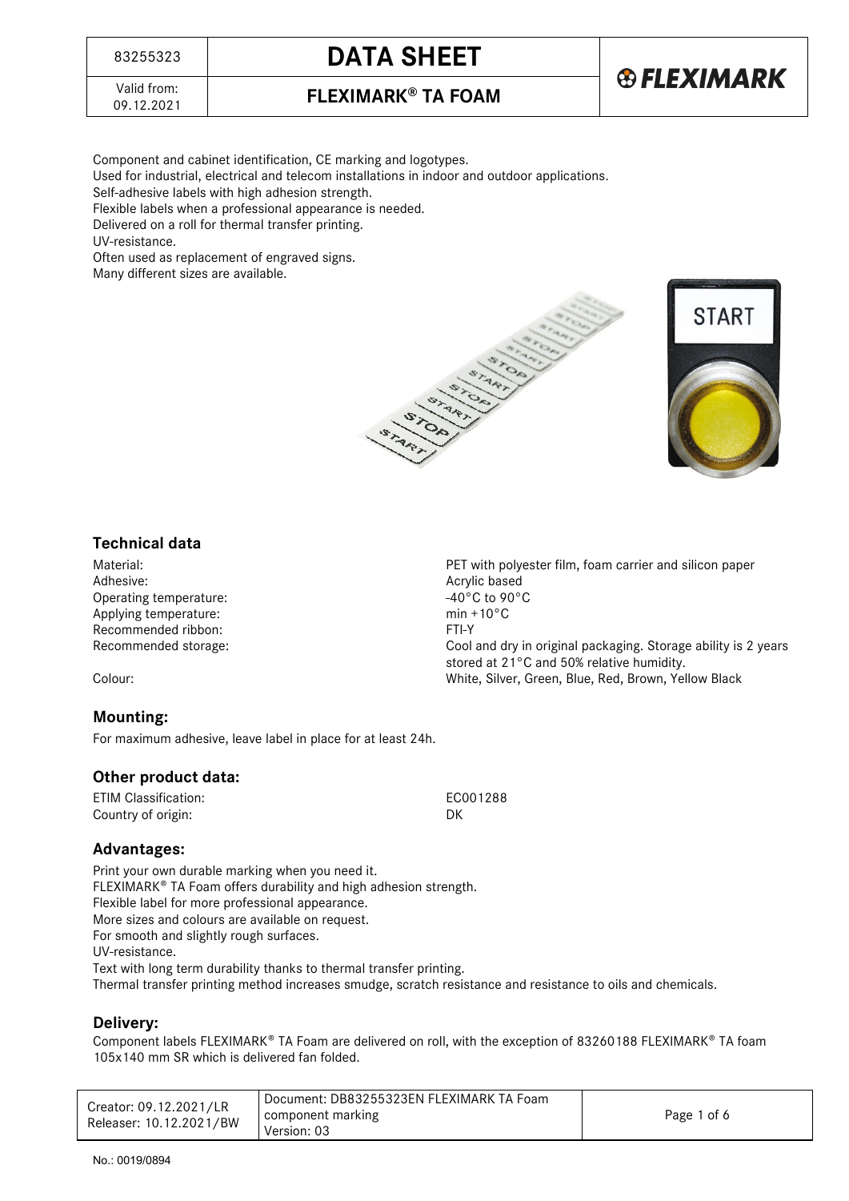# DATA SHEET

## FLEXIMARK® TA FOAM

83255323

Valid from: 09.12.2021

Component and cabinet identification, CE marking and logotypes.
Used for industrial, electrical and telecom installations in indoor and outdoor applications.
Self-adhesive labels with high adhesion strength.
Flexible labels when a professional appearance is needed.
Delivered on a roll for thermal transfer printing.
UV-resistance.
Often used as replacement of engraved signs.
Many different sizes are available.

### Technical data

| | |
|---|---|
| Material: | PET with polyester film, foam carrier and silicon paper |
| Adhesive: | Acrylic based |
| Operating temperature: | -40°C to 90°C |
| Applying temperature: | min +10°C |
| Recommended ribbon: | FTI-Y |
| Recommended storage: | Cool and dry in original packaging. Storage ability is 2 years stored at 21°C and 50% relative humidity. |
| Colour: | White, Silver, Green, Blue, Red, Brown, Yellow Black |

### Mounting:

For maximum adhesive, leave label in place for at least 24h.

### Other product data:

| | |
|---|---|
| ETIM Classification: | EC001288 |
| Country of origin: | DK |

### Advantages:

Print your own durable marking when you need it.
FLEXIMARK® TA Foam offers durability and high adhesion strength.
Flexible label for more professional appearance.
More sizes and colours are available on request.
For smooth and slightly rough surfaces.
UV-resistance.
Text with long term durability thanks to thermal transfer printing.
Thermal transfer printing method increases smudge, scratch resistance and resistance to oils and chemicals.

### Delivery:

Component labels FLEXIMARK® TA Foam are delivered on roll, with the exception of 83260188 FLEXIMARK® TA foam 105x140 mm SR which is delivered fan folded.

| | |
|---|---|
| Creator: 09.12.2021/LR<br>Releaser: 10.12.2021/BW | Document: DB83255323EN FLEXIMARK TA Foam component marking<br>Version: 03 |

No.: 0019/0894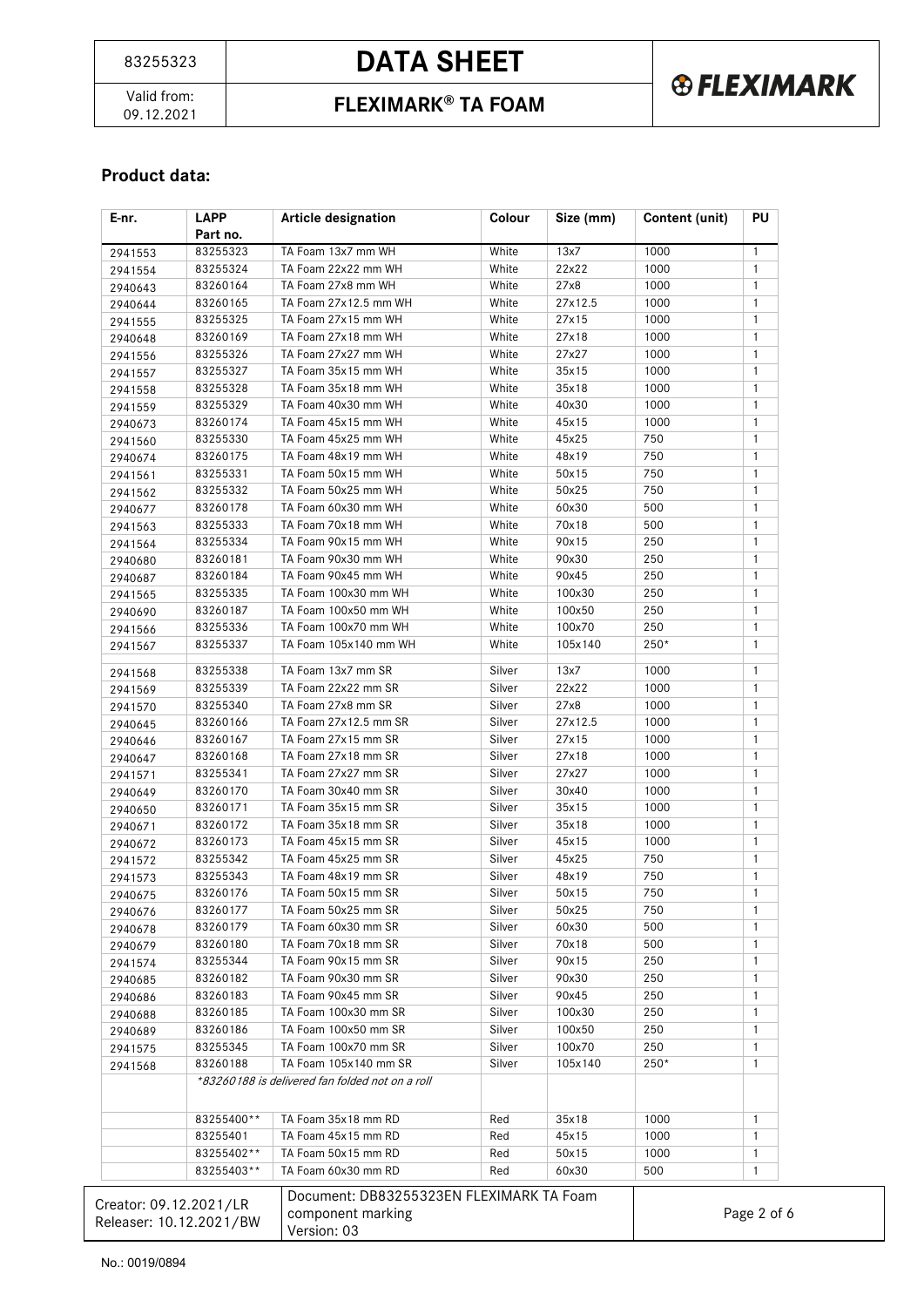## Product data:

| E-nr. | LAPP Part no. | Article designation | Colour | Size (mm) | Content (unit) | PU |
|---|---|---|---|---|---|---|
| 2941553 | 83255323 | TA Foam 13x7 mm WH | White | 13x7 | 1000 | 1 |
| 2941554 | 83255324 | TA Foam 22x22 mm WH | White | 22x22 | 1000 | 1 |
| 2940643 | 83260164 | TA Foam 27x8 mm WH | White | 27x8 | 1000 | 1 |
| 2940644 | 83260165 | TA Foam 27x12.5 mm WH | White | 27x12.5 | 1000 | 1 |
| 2941555 | 83255325 | TA Foam 27x15 mm WH | White | 27x15 | 1000 | 1 |
| 2940648 | 83260169 | TA Foam 27x18 mm WH | White | 27x18 | 1000 | 1 |
| 2941556 | 83255326 | TA Foam 27x27 mm WH | White | 27x27 | 1000 | 1 |
| 2941557 | 83255327 | TA Foam 35x15 mm WH | White | 35x15 | 1000 | 1 |
| 2941558 | 83255328 | TA Foam 35x18 mm WH | White | 35x18 | 1000 | 1 |
| 2941559 | 83255329 | TA Foam 40x30 mm WH | White | 40x30 | 1000 | 1 |
| 2940673 | 83260174 | TA Foam 45x15 mm WH | White | 45x15 | 1000 | 1 |
| 2941560 | 83255330 | TA Foam 45x25 mm WH | White | 45x25 | 750 | 1 |
| 2940674 | 83260175 | TA Foam 48x19 mm WH | White | 48x19 | 750 | 1 |
| 2941561 | 83255331 | TA Foam 50x15 mm WH | White | 50x15 | 750 | 1 |
| 2941562 | 83255332 | TA Foam 50x25 mm WH | White | 50x25 | 750 | 1 |
| 2940677 | 83260178 | TA Foam 60x30 mm WH | White | 60x30 | 500 | 1 |
| 2941563 | 83255333 | TA Foam 70x18 mm WH | White | 70x18 | 500 | 1 |
| 2941564 | 83255334 | TA Foam 90x15 mm WH | White | 90x15 | 250 | 1 |
| 2940680 | 83260181 | TA Foam 90x30 mm WH | White | 90x30 | 250 | 1 |
| 2940687 | 83260184 | TA Foam 90x45 mm WH | White | 90x45 | 250 | 1 |
| 2941565 | 83255335 | TA Foam 100x30 mm WH | White | 100x30 | 250 | 1 |
| 2940690 | 83260187 | TA Foam 100x50 mm WH | White | 100x50 | 250 | 1 |
| 2941566 | 83255336 | TA Foam 100x70 mm WH | White | 100x70 | 250 | 1 |
| 2941567 | 83255337 | TA Foam 105x140 mm WH | White | 105x140 | 250* | 1 |
| 2941568 | 83255338 | TA Foam 13x7 mm SR | Silver | 13x7 | 1000 | 1 |
| 2941569 | 83255339 | TA Foam 22x22 mm SR | Silver | 22x22 | 1000 | 1 |
| 2941570 | 83255340 | TA Foam 27x8 mm SR | Silver | 27x8 | 1000 | 1 |
| 2940645 | 83260166 | TA Foam 27x12.5 mm SR | Silver | 27x12.5 | 1000 | 1 |
| 2940646 | 83260167 | TA Foam 27x15 mm SR | Silver | 27x15 | 1000 | 1 |
| 2940647 | 83260168 | TA Foam 27x18 mm SR | Silver | 27x18 | 1000 | 1 |
| 2941571 | 83255341 | TA Foam 27x27 mm SR | Silver | 27x27 | 1000 | 1 |
| 2940649 | 83260170 | TA Foam 30x40 mm SR | Silver | 30x40 | 1000 | 1 |
| 2940650 | 83260171 | TA Foam 35x15 mm SR | Silver | 35x15 | 1000 | 1 |
| 2940671 | 83260172 | TA Foam 35x18 mm SR | Silver | 35x18 | 1000 | 1 |
| 2940672 | 83260173 | TA Foam 45x15 mm SR | Silver | 45x15 | 1000 | 1 |
| 2941572 | 83255342 | TA Foam 45x25 mm SR | Silver | 45x25 | 750 | 1 |
| 2941573 | 83255343 | TA Foam 48x19 mm SR | Silver | 48x19 | 750 | 1 |
| 2940675 | 83260176 | TA Foam 50x15 mm SR | Silver | 50x15 | 750 | 1 |
| 2940676 | 83260177 | TA Foam 50x25 mm SR | Silver | 50x25 | 750 | 1 |
| 2940678 | 83260179 | TA Foam 60x30 mm SR | Silver | 60x30 | 500 | 1 |
| 2940679 | 83260180 | TA Foam 70x18 mm SR | Silver | 70x18 | 500 | 1 |
| 2941574 | 83255344 | TA Foam 90x15 mm SR | Silver | 90x15 | 250 | 1 |
| 2940685 | 83260182 | TA Foam 90x30 mm SR | Silver | 90x30 | 250 | 1 |
| 2940686 | 83260183 | TA Foam 90x45 mm SR | Silver | 90x45 | 250 | 1 |
| 2940688 | 83260185 | TA Foam 100x30 mm SR | Silver | 100x30 | 250 | 1 |
| 2940689 | 83260186 | TA Foam 100x50 mm SR | Silver | 100x50 | 250 | 1 |
| 2941575 | 83255345 | TA Foam 100x70 mm SR | Silver | 100x70 | 250 | 1 |
| 2941568 | 83260188 | TA Foam 105x140 mm SR | Silver | 105x140 | 250* | 1 |
| | *83260188 is delivered fan folded not on a roll | | | | | |
| | 83255400** | TA Foam 35x18 mm RD | Red | 35x18 | 1000 | 1 |
| | 83255401 | TA Foam 45x15 mm RD | Red | 45x15 | 1000 | 1 |
| | 83255402** | TA Foam 50x15 mm RD | Red | 50x15 | 1000 | 1 |
| | 83255403** | TA Foam 60x30 mm RD | Red | 60x30 | 500 | 1 |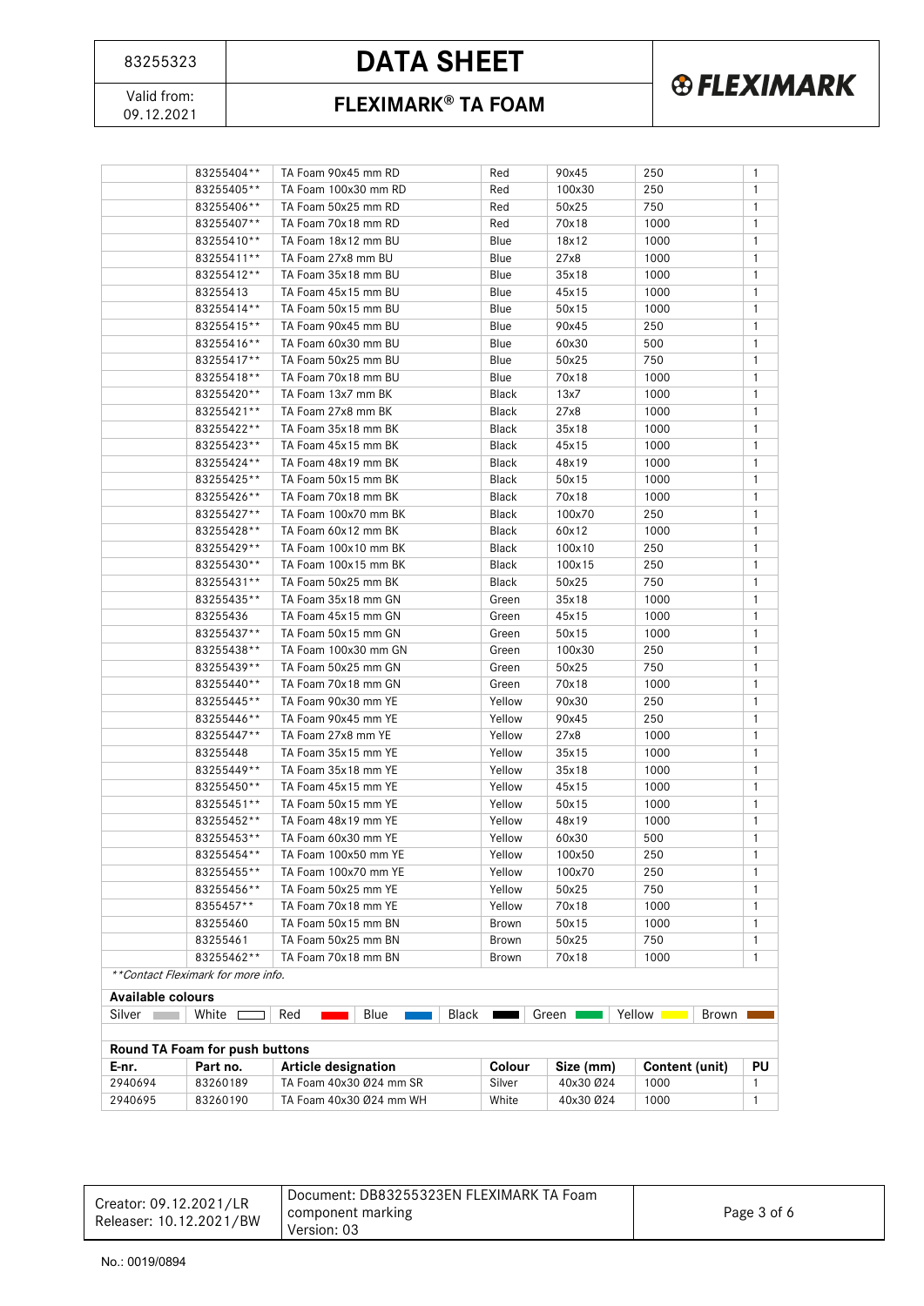| | | | | | | |
|---|---|---|---|---|---|---|
| | 83255404** | TA Foam 90x45 mm RD | Red | 90x45 | 250 | 1 |
| | 83255405** | TA Foam 100x30 mm RD | Red | 100x30 | 250 | 1 |
| | 83255406** | TA Foam 50x25 mm RD | Red | 50x25 | 750 | 1 |
| | 83255407** | TA Foam 70x18 mm RD | Red | 70x18 | 1000 | 1 |
| | 83255410** | TA Foam 18x12 mm BU | Blue | 18x12 | 1000 | 1 |
| | 83255411** | TA Foam 27x8 mm BU | Blue | 27x8 | 1000 | 1 |
| | 83255412** | TA Foam 35x18 mm BU | Blue | 35x18 | 1000 | 1 |
| | 83255413 | TA Foam 45x15 mm BU | Blue | 45x15 | 1000 | 1 |
| | 83255414** | TA Foam 50x15 mm BU | Blue | 50x15 | 1000 | 1 |
| | 83255415** | TA Foam 90x45 mm BU | Blue | 90x45 | 250 | 1 |
| | 83255416** | TA Foam 60x30 mm BU | Blue | 60x30 | 500 | 1 |
| | 83255417** | TA Foam 50x25 mm BU | Blue | 50x25 | 750 | 1 |
| | 83255418** | TA Foam 70x18 mm BU | Blue | 70x18 | 1000 | 1 |
| | 83255420** | TA Foam 13x7 mm BK | Black | 13x7 | 1000 | 1 |
| | 83255421** | TA Foam 27x8 mm BK | Black | 27x8 | 1000 | 1 |
| | 83255422** | TA Foam 35x18 mm BK | Black | 35x18 | 1000 | 1 |
| | 83255423** | TA Foam 45x15 mm BK | Black | 45x15 | 1000 | 1 |
| | 83255424** | TA Foam 48x19 mm BK | Black | 48x19 | 1000 | 1 |
| | 83255425** | TA Foam 50x15 mm BK | Black | 50x15 | 1000 | 1 |
| | 83255426** | TA Foam 70x18 mm BK | Black | 70x18 | 1000 | 1 |
| | 83255427** | TA Foam 100x70 mm BK | Black | 100x70 | 250 | 1 |
| | 83255428** | TA Foam 60x12 mm BK | Black | 60x12 | 1000 | 1 |
| | 83255429** | TA Foam 100x10 mm BK | Black | 100x10 | 250 | 1 |
| | 83255430** | TA Foam 100x15 mm BK | Black | 100x15 | 250 | 1 |
| | 83255431** | TA Foam 50x25 mm BK | Black | 50x25 | 750 | 1 |
| | 83255435** | TA Foam 35x18 mm GN | Green | 35x18 | 1000 | 1 |
| | 83255436 | TA Foam 45x15 mm GN | Green | 45x15 | 1000 | 1 |
| | 83255437** | TA Foam 50x15 mm GN | Green | 50x15 | 1000 | 1 |
| | 83255438** | TA Foam 100x30 mm GN | Green | 100x30 | 250 | 1 |
| | 83255439** | TA Foam 50x25 mm GN | Green | 50x25 | 750 | 1 |
| | 83255440** | TA Foam 70x18 mm GN | Green | 70x18 | 1000 | 1 |
| | 83255445** | TA Foam 90x30 mm YE | Yellow | 90x30 | 250 | 1 |
| | 83255446** | TA Foam 90x45 mm YE | Yellow | 90x45 | 250 | 1 |
| | 83255447** | TA Foam 27x8 mm YE | Yellow | 27x8 | 1000 | 1 |
| | 83255448 | TA Foam 35x15 mm YE | Yellow | 35x15 | 1000 | 1 |
| | 83255449** | TA Foam 35x18 mm YE | Yellow | 35x18 | 1000 | 1 |
| | 83255450** | TA Foam 45x15 mm YE | Yellow | 45x15 | 1000 | 1 |
| | 83255451** | TA Foam 50x15 mm YE | Yellow | 50x15 | 1000 | 1 |
| | 83255452** | TA Foam 48x19 mm YE | Yellow | 48x19 | 1000 | 1 |
| | 83255453** | TA Foam 60x30 mm YE | Yellow | 60x30 | 500 | 1 |
| | 83255454** | TA Foam 100x50 mm YE | Yellow | 100x50 | 250 | 1 |
| | 83255455** | TA Foam 100x70 mm YE | Yellow | 100x70 | 250 | 1 |
| | 83255456** | TA Foam 50x25 mm YE | Yellow | 50x25 | 750 | 1 |
| | 8355457** | TA Foam 70x18 mm YE | Yellow | 70x18 | 1000 | 1 |
| | 83255460 | TA Foam 50x15 mm BN | Brown | 50x15 | 1000 | 1 |
| | 83255461 | TA Foam 50x25 mm BN | Brown | 50x25 | 750 | 1 |
| | 83255462** | TA Foam 70x18 mm BN | Brown | 70x18 | 1000 | 1 |

*\*\*Contact Fleximark for more info.*

**Available colours**

Silver | White | Red | Blue | Black | Green | Yellow | Brown

**Round TA Foam for push buttons**

| E-nr. | Part no. | Article designation | Colour | Size (mm) | Content (unit) | PU |
|---|---|---|---|---|---|---|
| 2940694 | 83260189 | TA Foam 40x30 Ø24 mm SR | Silver | 40x30 Ø24 | 1000 | 1 |
| 2940695 | 83260190 | TA Foam 40x30 Ø24 mm WH | White | 40x30 Ø24 | 1000 | 1 |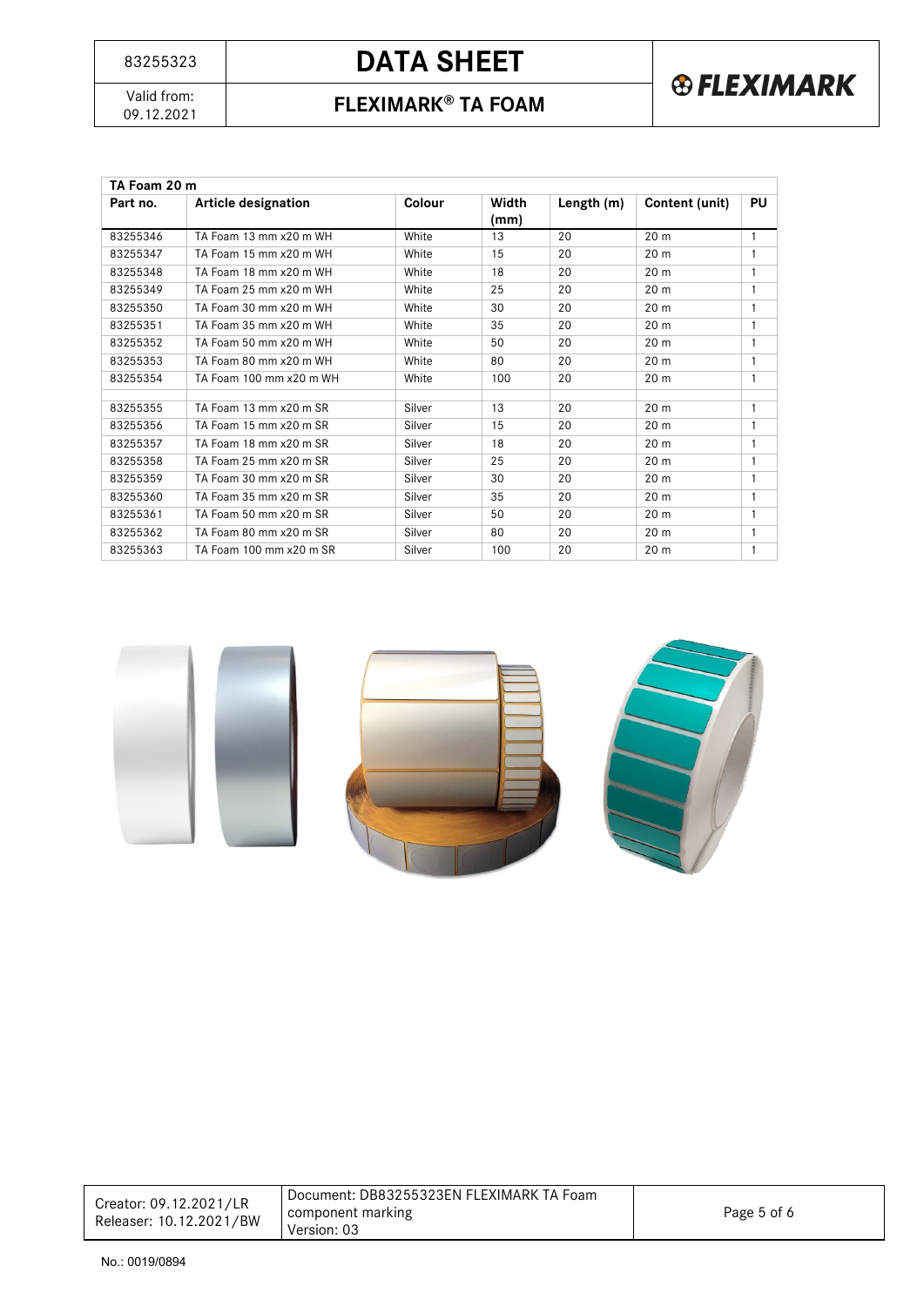| TA Foam 20 m | | | | | | |
|---|---|---|---|---|---|---|
| **Part no.** | **Article designation** | **Colour** | **Width (mm)** | **Length (m)** | **Content (unit)** | **PU** |
| 83255346 | TA Foam 13 mm x20 m WH | White | 13 | 20 | 20 m | 1 |
| 83255347 | TA Foam 15 mm x20 m WH | White | 15 | 20 | 20 m | 1 |
| 83255348 | TA Foam 18 mm x20 m WH | White | 18 | 20 | 20 m | 1 |
| 83255349 | TA Foam 25 mm x20 m WH | White | 25 | 20 | 20 m | 1 |
| 83255350 | TA Foam 30 mm x20 m WH | White | 30 | 20 | 20 m | 1 |
| 83255351 | TA Foam 35 mm x20 m WH | White | 35 | 20 | 20 m | 1 |
| 83255352 | TA Foam 50 mm x20 m WH | White | 50 | 20 | 20 m | 1 |
| 83255353 | TA Foam 80 mm x20 m WH | White | 80 | 20 | 20 m | 1 |
| 83255354 | TA Foam 100 mm x20 m WH | White | 100 | 20 | 20 m | 1 |
| | | | | | | |
| 83255355 | TA Foam 13 mm x20 m SR | Silver | 13 | 20 | 20 m | 1 |
| 83255356 | TA Foam 15 mm x20 m SR | Silver | 15 | 20 | 20 m | 1 |
| 83255357 | TA Foam 18 mm x20 m SR | Silver | 18 | 20 | 20 m | 1 |
| 83255358 | TA Foam 25 mm x20 m SR | Silver | 25 | 20 | 20 m | 1 |
| 83255359 | TA Foam 30 mm x20 m SR | Silver | 30 | 20 | 20 m | 1 |
| 83255360 | TA Foam 35 mm x20 m SR | Silver | 35 | 20 | 20 m | 1 |
| 83255361 | TA Foam 50 mm x20 m SR | Silver | 50 | 20 | 20 m | 1 |
| 83255362 | TA Foam 80 mm x20 m SR | Silver | 80 | 20 | 20 m | 1 |
| 83255363 | TA Foam 100 mm x20 m SR | Silver | 100 | 20 | 20 m | 1 |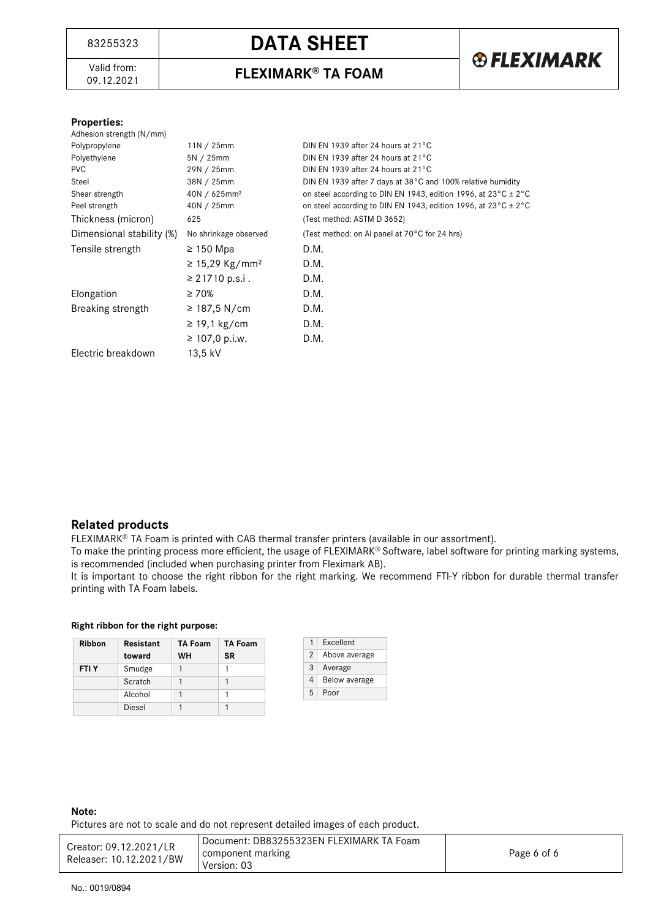**Properties:**

| | | |
|---|---|---|
| Adhesion strength (N/mm) | | |
| Polypropylene | 11N / 25mm | DIN EN 1939 after 24 hours at 21°C |
| Polyethylene | 5N / 25mm | DIN EN 1939 after 24 hours at 21°C |
| PVC | 29N / 25mm | DIN EN 1939 after 24 hours at 21°C |
| Steel | 38N / 25mm | DIN EN 1939 after 7 days at 38°C and 100% relative humidity |
| Shear strength | 40N / 625mm² | on steel according to DIN EN 1943, edition 1996, at 23°C ± 2°C |
| Peel strength | 40N / 25mm | on steel according to DIN EN 1943, edition 1996, at 23°C ± 2°C |
| Thickness (micron) | 625 | (Test method: ASTM D 3652) |
| Dimensional stability (%) | No shrinkage observed | (Test method: on Al panel at 70°C for 24 hrs) |
| Tensile strength | ≥ 150 Mpa | D.M. |
| | ≥ 15,29 Kg/mm² | D.M. |
| | ≥ 21710 p.s.i . | D.M. |
| Elongation | ≥ 70% | D.M. |
| Breaking strength | ≥ 187,5 N/cm | D.M. |
| | ≥ 19,1 kg/cm | D.M. |
| | ≥ 107,0 p.i.w. | D.M. |
| Electric breakdown | 13,5 kV | |

## Related products

FLEXIMARK® TA Foam is printed with CAB thermal transfer printers (available in our assortment).

To make the printing process more efficient, the usage of FLEXIMARK® Software, label software for printing marking systems, is recommended (included when purchasing printer from Fleximark AB).

It is important to choose the right ribbon for the right marking. We recommend FTI-Y ribbon for durable thermal transfer printing with TA Foam labels.

**Right ribbon for the right purpose:**

| Ribbon | Resistant toward | TA Foam WH | TA Foam SR |
|---|---|---|---|
| **FTI Y** | Smudge | 1 | 1 |
| | Scratch | 1 | 1 |
| | Alcohol | 1 | 1 |
| | Diesel | 1 | 1 |

| | |
|---|---|
| 1 | Excellent |
| 2 | Above average |
| 3 | Average |
| 4 | Below average |
| 5 | Poor |

**Note:**

Pictures are not to scale and do not represent detailed images of each product.

| | | |
|---|---|---|
| Creator: 09.12.2021/LR<br>Releaser: 10.12.2021/BW | Document: DB83255323EN FLEXIMARK TA Foam component marking<br>Version: 03 | Page 6 of 6 |

No.: 0019/0894